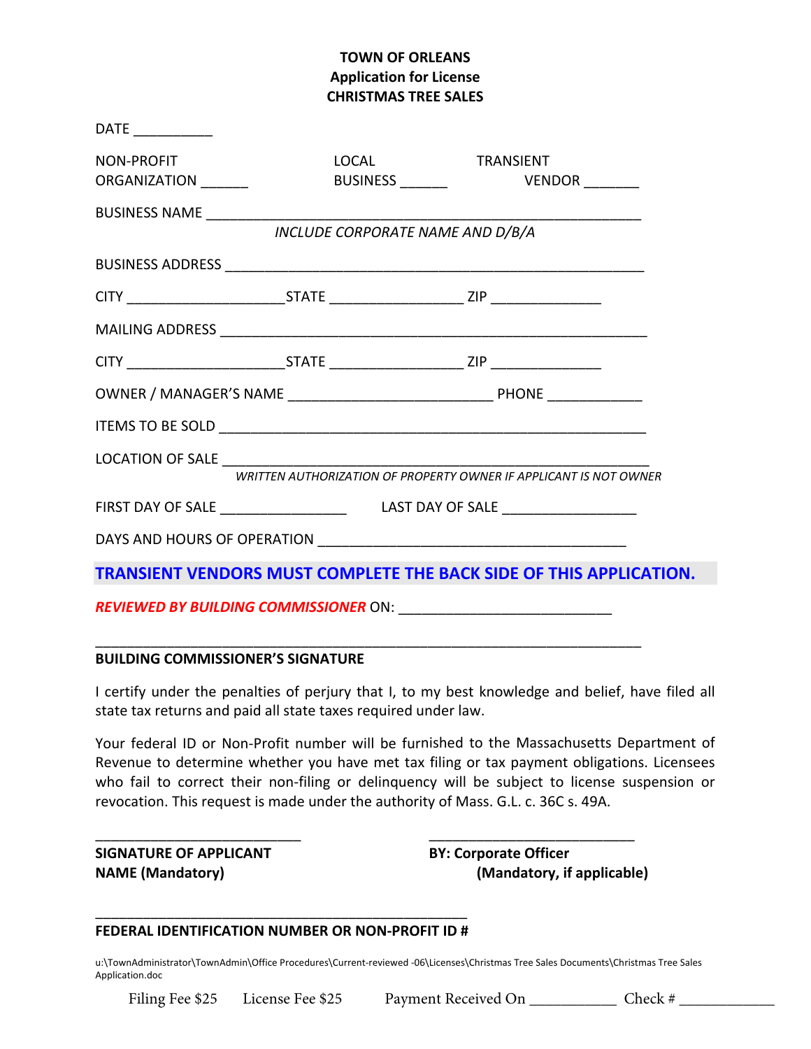**TOWN OF ORLEANS**
**Application for License**
**CHRISTMAS TREE SALES**

DATE __________

NON-PROFIT ORGANIZATION ______ LOCAL BUSINESS ______ TRANSIENT VENDOR _______

BUSINESS NAME ________________________________________________________
*INCLUDE CORPORATE NAME AND D/B/A*

BUSINESS ADDRESS _____________________________________________________

CITY ____________________ STATE ________________ ZIP ______________

MAILING ADDRESS ______________________________________________________

CITY ____________________ STATE ________________ ZIP ______________

OWNER / MANAGER'S NAME _________________________ PHONE ____________

ITEMS TO BE SOLD _____________________________________________________

LOCATION OF SALE _____________________________________________________
*WRITTEN AUTHORIZATION OF PROPERTY OWNER IF APPLICANT IS NOT OWNER*

FIRST DAY OF SALE ________________ LAST DAY OF SALE ________________

DAYS AND HOURS OF OPERATION _______________________________________

**TRANSIENT VENDORS MUST COMPLETE THE BACK SIDE OF THIS APPLICATION.**

***REVIEWED BY BUILDING COMMISSIONER*** ON: ___________________________

______________________________________________________________________
**BUILDING COMMISSIONER'S SIGNATURE**

I certify under the penalties of perjury that I, to my best knowledge and belief, have filed all state tax returns and paid all state taxes required under law.

Your federal ID or Non-Profit number will be furnished to the Massachusetts Department of Revenue to determine whether you have met tax filing or tax payment obligations. Licensees who fail to correct their non-filing or delinquency will be subject to license suspension or revocation. This request is made under the authority of Mass. G.L. c. 36C s. 49A.

__________________________ __________________________
**SIGNATURE OF APPLICANT** **BY: Corporate Officer**
**NAME (Mandatory)** **(Mandatory, if applicable)**

_______________________________________________
**FEDERAL IDENTIFICATION NUMBER OR NON-PROFIT ID #**

u:\TownAdministrator\TownAdmin\Office Procedures\Current-reviewed -06\Licenses\Christmas Tree Sales Documents\Christmas Tree Sales Application.doc

Filing Fee $25 License Fee $25 Payment Received On ___________ Check # ____________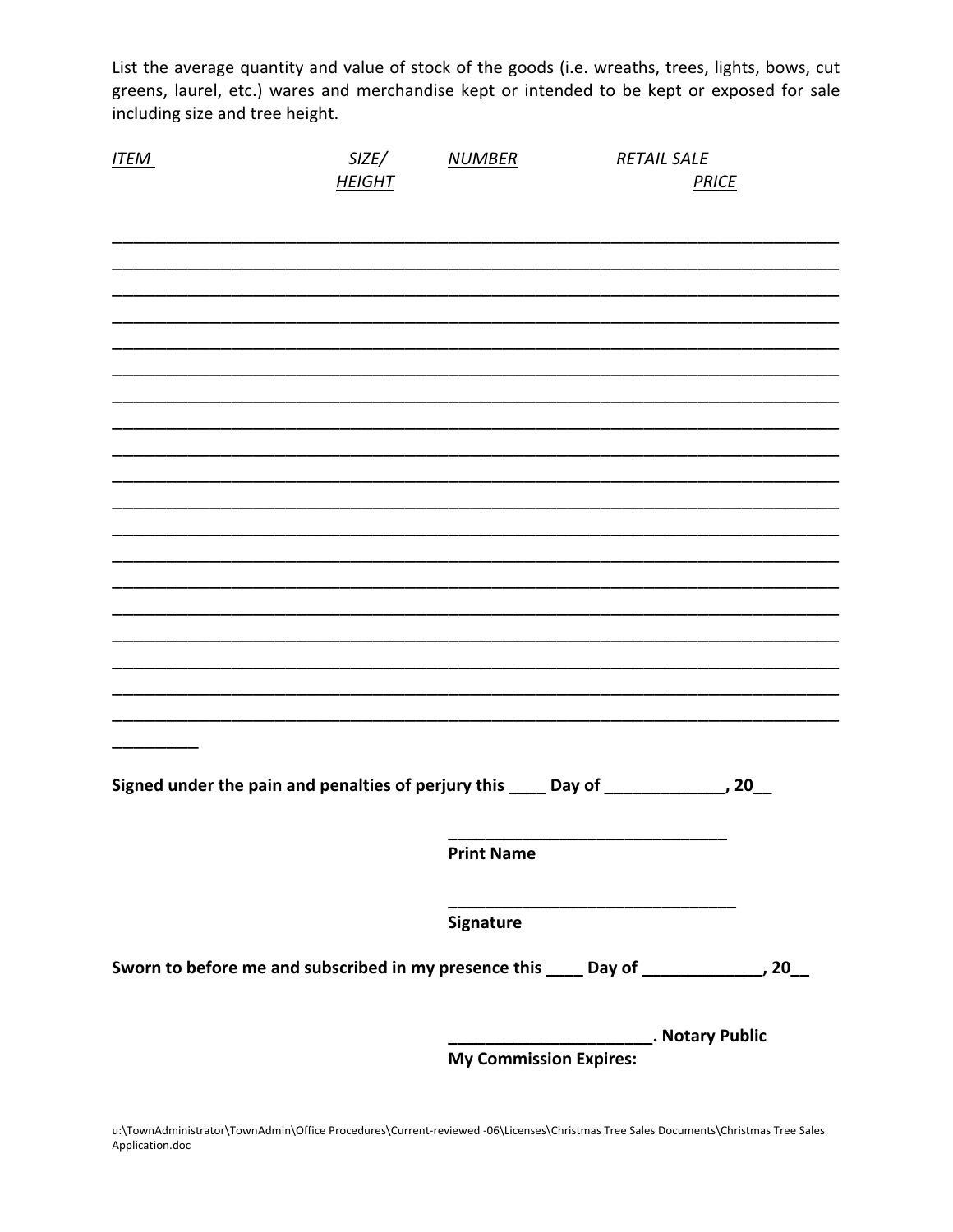List the average quantity and value of stock of the goods (i.e. wreaths, trees, lights, bows, cut greens, laurel, etc.) wares and merchandise kept or intended to be kept or exposed for sale including size and tree height.

| *ITEM* | *SIZE/ HEIGHT* | *NUMBER* | *RETAIL SALE PRICE* |
|---|---|---|---|
| | | | |
| | | | |
| | | | |
| | | | |
| | | | |
| | | | |
| | | | |
| | | | |
| | | | |
| | | | |
| | | | |
| | | | |
| | | | |
| | | | |
| | | | |
| | | | |
| | | | |
| | | | |
| | | | |

**Signed under the pain and penalties of perjury this ____ Day of _____________, 20__**

______________________________
**Print Name**

________________________________
**Signature**

**Sworn to before me and subscribed in my presence this ____ Day of _____________, 20__**

______________________. **Notary Public**
**My Commission Expires:**

u:\TownAdministrator\TownAdmin\Office Procedures\Current-reviewed -06\Licenses\Christmas Tree Sales Documents\Christmas Tree Sales Application.doc